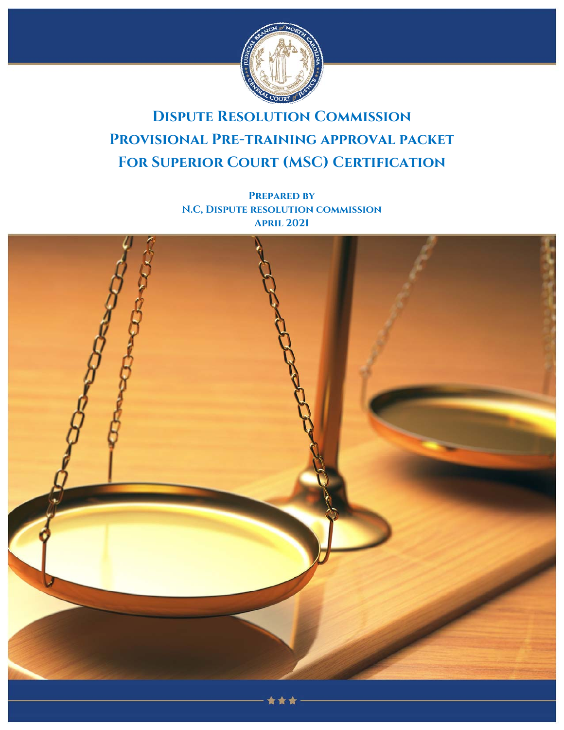# Dispute Resolution Commission
# Provisional Pre-training approval packet
# For Superior Court (MSC) Certification

**Prepared by**
**N.C, Dispute resolution commission**
**April 2021**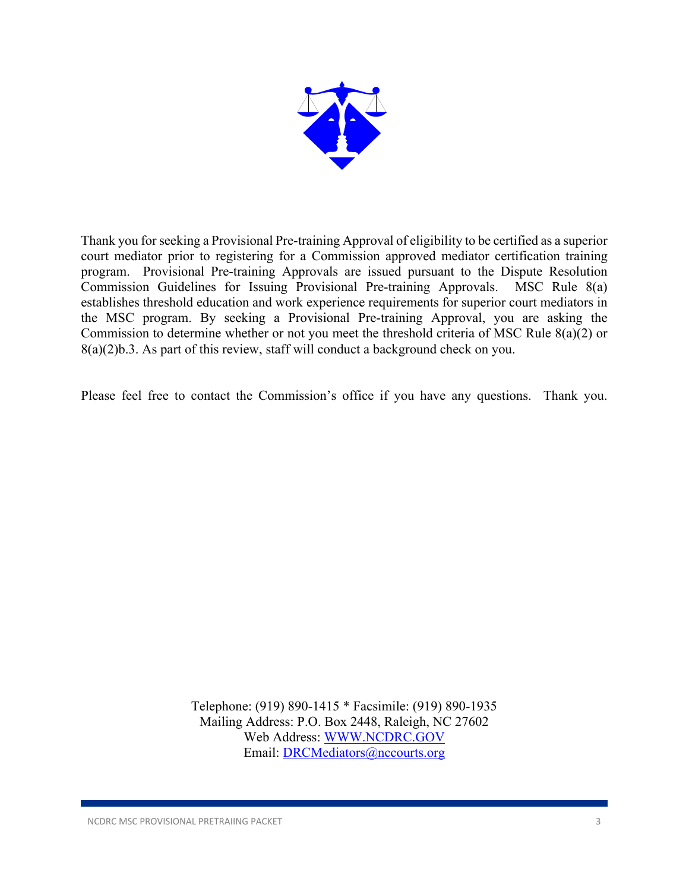Thank you for seeking a Provisional Pre-training Approval of eligibility to be certified as a superior court mediator prior to registering for a Commission approved mediator certification training program. Provisional Pre-training Approvals are issued pursuant to the Dispute Resolution Commission Guidelines for Issuing Provisional Pre-training Approvals. MSC Rule 8(a) establishes threshold education and work experience requirements for superior court mediators in the MSC program. By seeking a Provisional Pre-training Approval, you are asking the Commission to determine whether or not you meet the threshold criteria of MSC Rule 8(a)(2) or 8(a)(2)b.3. As part of this review, staff will conduct a background check on you.

Please feel free to contact the Commission's office if you have any questions. Thank you.

Telephone: (919) 890-1415 * Facsimile: (919) 890-1935
Mailing Address: P.O. Box 2448, Raleigh, NC 27602
Web Address: [WWW.NCDRC.GOV](http://WWW.NCDRC.GOV)
Email: [DRCMediators@nccourts.org](mailto:DRCMediators@nccourts.org)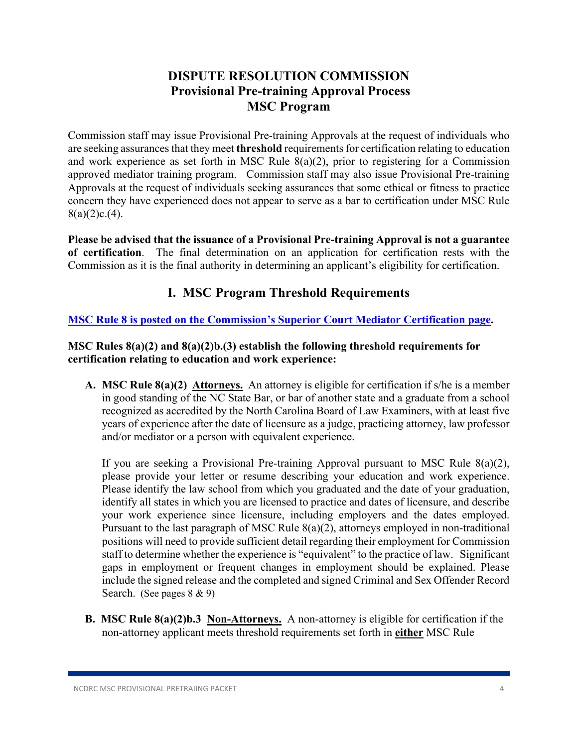# DISPUTE RESOLUTION COMMISSION
## Provisional Pre-training Approval Process
## MSC Program

Commission staff may issue Provisional Pre-training Approvals at the request of individuals who are seeking assurances that they meet **threshold** requirements for certification relating to education and work experience as set forth in MSC Rule 8(a)(2), prior to registering for a Commission approved mediator training program. Commission staff may also issue Provisional Pre-training Approvals at the request of individuals seeking assurances that some ethical or fitness to practice concern they have experienced does not appear to serve as a bar to certification under MSC Rule 8(a)(2)c.(4).

**Please be advised that the issuance of a Provisional Pre-training Approval is not a guarantee of certification**. The final determination on an application for certification rests with the Commission as it is the final authority in determining an applicant's eligibility for certification.

## I. MSC Program Threshold Requirements

**MSC Rule 8 is posted on the Commission's Superior Court Mediator Certification page.**

**MSC Rules 8(a)(2) and 8(a)(2)b.(3) establish the following threshold requirements for certification relating to education and work experience:**

**A. MSC Rule 8(a)(2) Attorneys.** An attorney is eligible for certification if s/he is a member in good standing of the NC State Bar, or bar of another state and a graduate from a school recognized as accredited by the North Carolina Board of Law Examiners, with at least five years of experience after the date of licensure as a judge, practicing attorney, law professor and/or mediator or a person with equivalent experience.

If you are seeking a Provisional Pre-training Approval pursuant to MSC Rule 8(a)(2), please provide your letter or resume describing your education and work experience. Please identify the law school from which you graduated and the date of your graduation, identify all states in which you are licensed to practice and dates of licensure, and describe your work experience since licensure, including employers and the dates employed. Pursuant to the last paragraph of MSC Rule 8(a)(2), attorneys employed in non-traditional positions will need to provide sufficient detail regarding their employment for Commission staff to determine whether the experience is "equivalent" to the practice of law. Significant gaps in employment or frequent changes in employment should be explained. Please include the signed release and the completed and signed Criminal and Sex Offender Record Search. (See pages 8 & 9)

**B. MSC Rule 8(a)(2)b.3 Non-Attorneys.** A non-attorney is eligible for certification if the non-attorney applicant meets threshold requirements set forth in **either** MSC Rule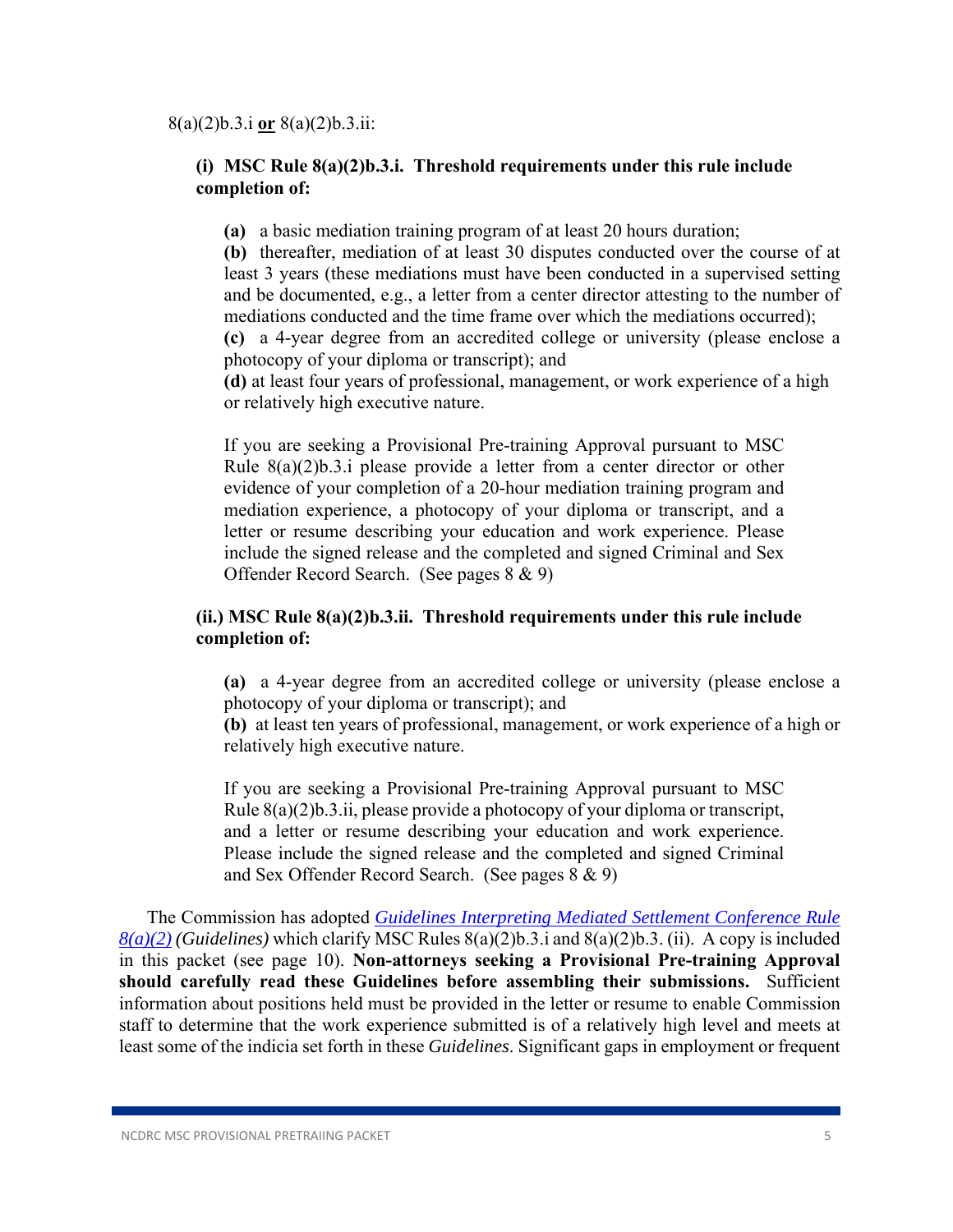8(a)(2)b.3.i **or** 8(a)(2)b.3.ii:

**(i) MSC Rule 8(a)(2)b.3.i. Threshold requirements under this rule include completion of:**

**(a)** a basic mediation training program of at least 20 hours duration;
**(b)** thereafter, mediation of at least 30 disputes conducted over the course of at least 3 years (these mediations must have been conducted in a supervised setting and be documented, e.g., a letter from a center director attesting to the number of mediations conducted and the time frame over which the mediations occurred);
**(c)** a 4-year degree from an accredited college or university (please enclose a photocopy of your diploma or transcript); and
**(d)** at least four years of professional, management, or work experience of a high or relatively high executive nature.

If you are seeking a Provisional Pre-training Approval pursuant to MSC Rule 8(a)(2)b.3.i please provide a letter from a center director or other evidence of your completion of a 20-hour mediation training program and mediation experience, a photocopy of your diploma or transcript, and a letter or resume describing your education and work experience. Please include the signed release and the completed and signed Criminal and Sex Offender Record Search. (See pages 8 & 9)

**(ii.) MSC Rule 8(a)(2)b.3.ii. Threshold requirements under this rule include completion of:**

**(a)** a 4-year degree from an accredited college or university (please enclose a photocopy of your diploma or transcript); and
**(b)** at least ten years of professional, management, or work experience of a high or relatively high executive nature.

If you are seeking a Provisional Pre-training Approval pursuant to MSC Rule 8(a)(2)b.3.ii, please provide a photocopy of your diploma or transcript, and a letter or resume describing your education and work experience. Please include the signed release and the completed and signed Criminal and Sex Offender Record Search. (See pages 8 & 9)

The Commission has adopted *Guidelines Interpreting Mediated Settlement Conference Rule 8(a)(2)* *(Guidelines)* which clarify MSC Rules 8(a)(2)b.3.i and 8(a)(2)b.3. (ii). A copy is included in this packet (see page 10). **Non-attorneys seeking a Provisional Pre-training Approval should carefully read these Guidelines before assembling their submissions.** Sufficient information about positions held must be provided in the letter or resume to enable Commission staff to determine that the work experience submitted is of a relatively high level and meets at least some of the indicia set forth in these *Guidelines*. Significant gaps in employment or frequent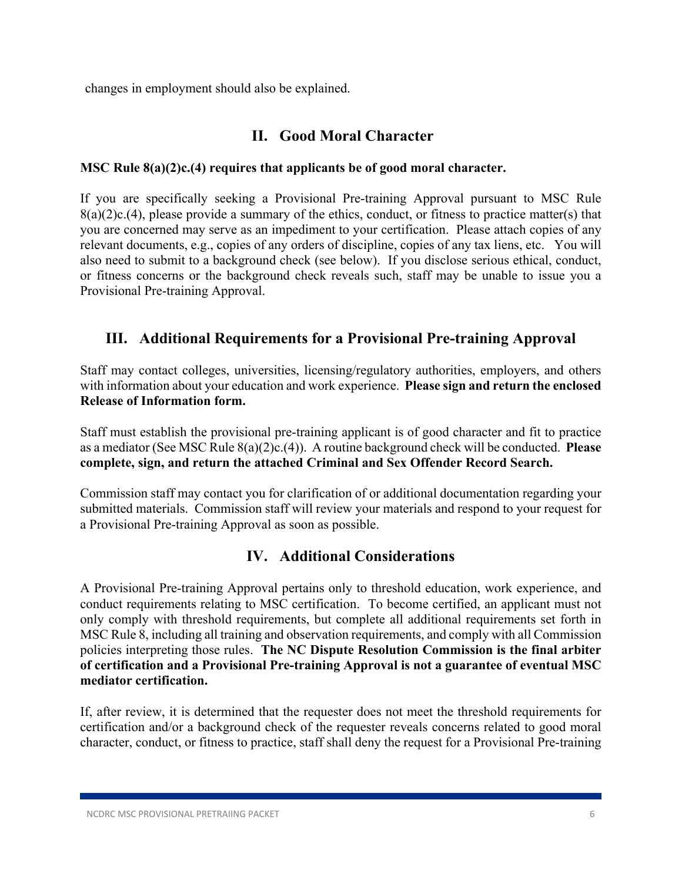changes in employment should also be explained.

## II. Good Moral Character

**MSC Rule 8(a)(2)c.(4) requires that applicants be of good moral character.**

If you are specifically seeking a Provisional Pre-training Approval pursuant to MSC Rule 8(a)(2)c.(4), please provide a summary of the ethics, conduct, or fitness to practice matter(s) that you are concerned may serve as an impediment to your certification. Please attach copies of any relevant documents, e.g., copies of any orders of discipline, copies of any tax liens, etc. You will also need to submit to a background check (see below). If you disclose serious ethical, conduct, or fitness concerns or the background check reveals such, staff may be unable to issue you a Provisional Pre-training Approval.

## III. Additional Requirements for a Provisional Pre-training Approval

Staff may contact colleges, universities, licensing/regulatory authorities, employers, and others with information about your education and work experience. **Please sign and return the enclosed Release of Information form.**

Staff must establish the provisional pre-training applicant is of good character and fit to practice as a mediator (See MSC Rule 8(a)(2)c.(4)). A routine background check will be conducted. **Please complete, sign, and return the attached Criminal and Sex Offender Record Search.**

Commission staff may contact you for clarification of or additional documentation regarding your submitted materials. Commission staff will review your materials and respond to your request for a Provisional Pre-training Approval as soon as possible.

## IV. Additional Considerations

A Provisional Pre-training Approval pertains only to threshold education, work experience, and conduct requirements relating to MSC certification. To become certified, an applicant must not only comply with threshold requirements, but complete all additional requirements set forth in MSC Rule 8, including all training and observation requirements, and comply with all Commission policies interpreting those rules. **The NC Dispute Resolution Commission is the final arbiter of certification and a Provisional Pre-training Approval is not a guarantee of eventual MSC mediator certification.**

If, after review, it is determined that the requester does not meet the threshold requirements for certification and/or a background check of the requester reveals concerns related to good moral character, conduct, or fitness to practice, staff shall deny the request for a Provisional Pre-training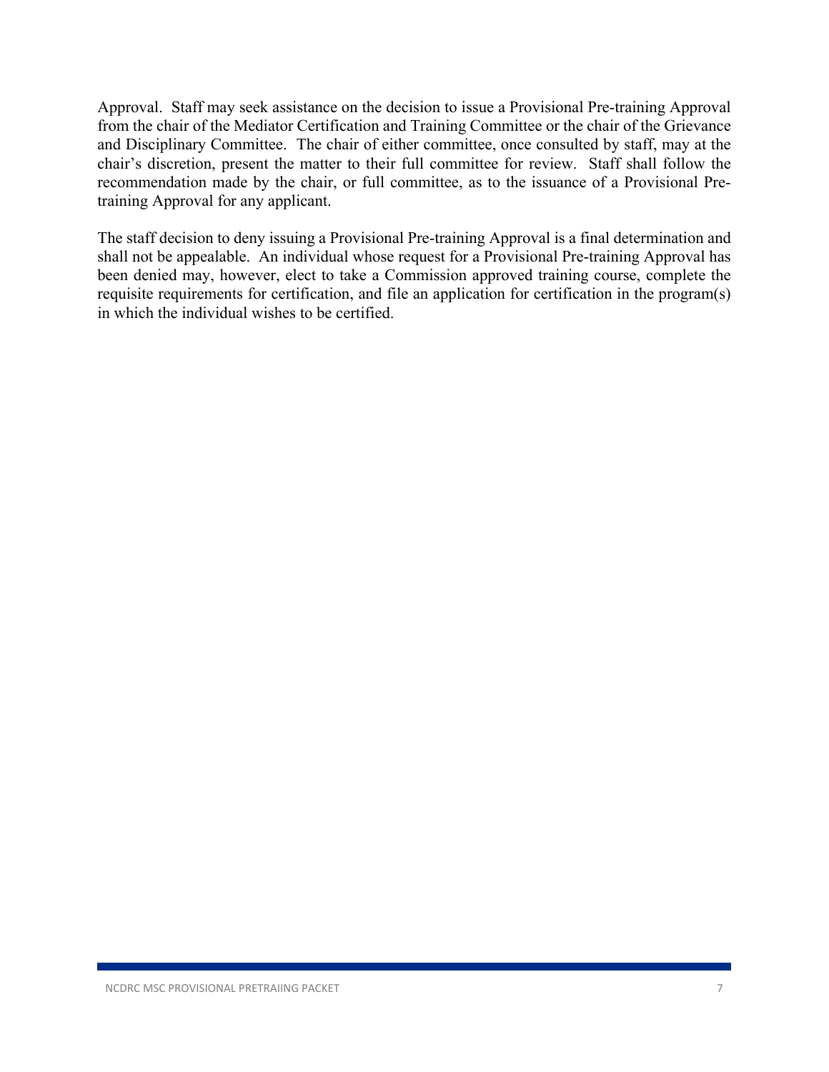Approval. Staff may seek assistance on the decision to issue a Provisional Pre-training Approval from the chair of the Mediator Certification and Training Committee or the chair of the Grievance and Disciplinary Committee. The chair of either committee, once consulted by staff, may at the chair's discretion, present the matter to their full committee for review. Staff shall follow the recommendation made by the chair, or full committee, as to the issuance of a Provisional Pre-training Approval for any applicant.

The staff decision to deny issuing a Provisional Pre-training Approval is a final determination and shall not be appealable. An individual whose request for a Provisional Pre-training Approval has been denied may, however, elect to take a Commission approved training course, complete the requisite requirements for certification, and file an application for certification in the program(s) in which the individual wishes to be certified.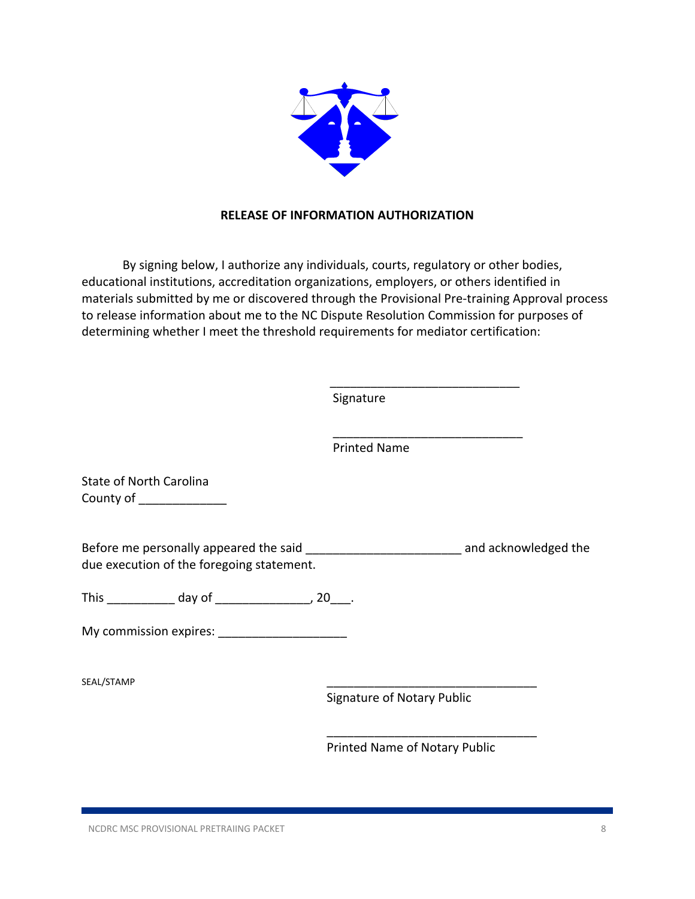**RELEASE OF INFORMATION AUTHORIZATION**

By signing below, I authorize any individuals, courts, regulatory or other bodies, educational institutions, accreditation organizations, employers, or others identified in materials submitted by me or discovered through the Provisional Pre-training Approval process to release information about me to the NC Dispute Resolution Commission for purposes of determining whether I meet the threshold requirements for mediator certification:

____________________________
Signature

____________________________
Printed Name

State of North Carolina
County of _____________

Before me personally appeared the said ______________________ and acknowledged the due execution of the foregoing statement.

This __________ day of ______________, 20___.

My commission expires: ___________________

SEAL/STAMP

_______________________________
Signature of Notary Public

_______________________________
Printed Name of Notary Public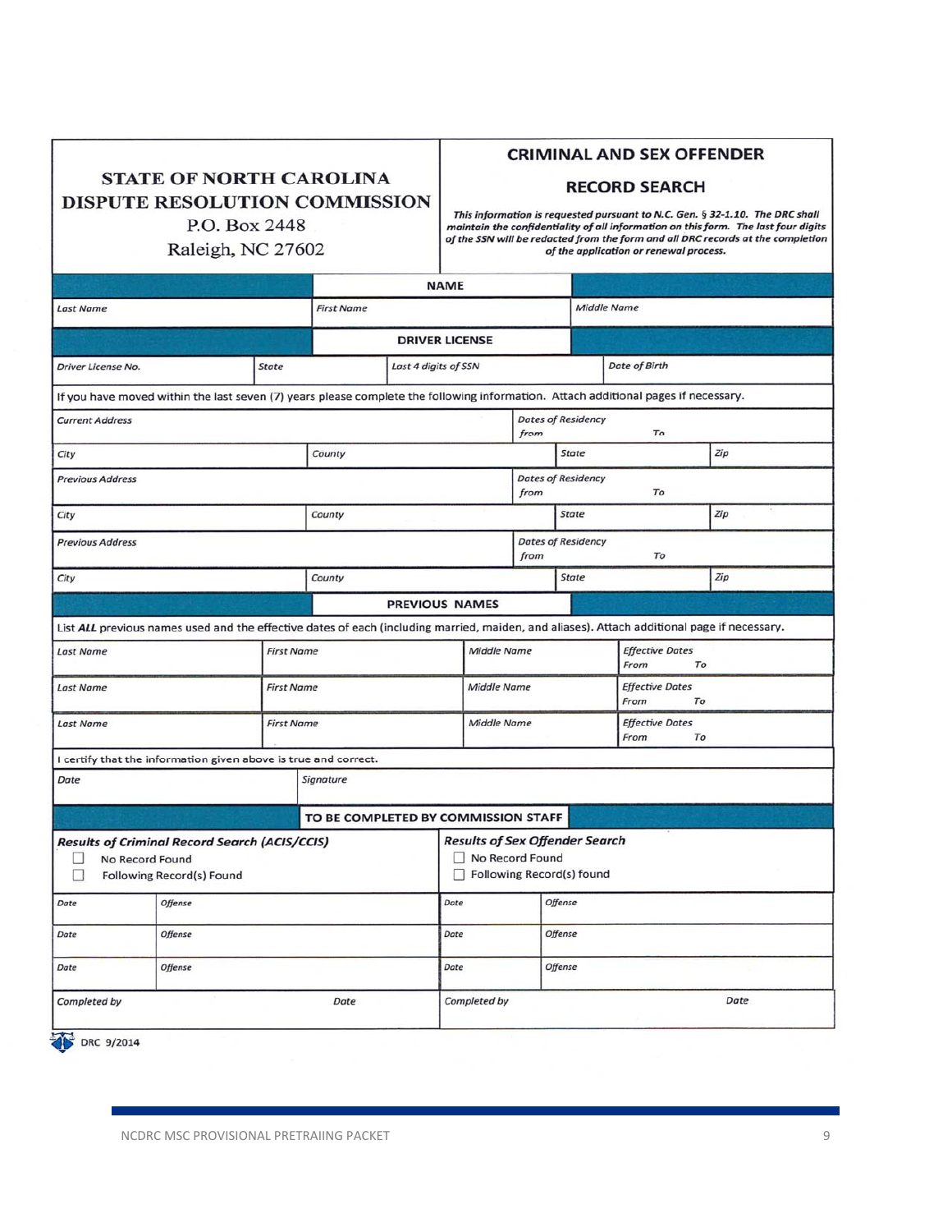# STATE OF NORTH CAROLINA DISPUTE RESOLUTION COMMISSION

P.O. Box 2448
Raleigh, NC 27602

## CRIMINAL AND SEX OFFENDER RECORD SEARCH

*This information is requested pursuant to N.C. Gen. § 32-1.10. The DRC shall maintain the confidentiality of all information on this form. The last four digits of the SSN will be redacted from the form and all DRC records at the completion of the application or renewal process.*

### NAME

| Last Name | First Name | Middle Name |
|---|---|---|
| | | |

### DRIVER LICENSE

| Driver License No. | State | Last 4 digits of SSN | Date of Birth |
|---|---|---|---|
| | | | |

If you have moved within the last seven (7) years please complete the following information. Attach additional pages if necessary.

| Current Address | | | Dates of Residency from | To |
|---|---|---|---|---|
| City | County | State | | Zip |
| Previous Address | | | Dates of Residency from | To |
| City | County | State | | Zip |
| Previous Address | | | Dates of Residency from | To |
| City | County | State | | Zip |

### PREVIOUS NAMES

List ***ALL*** previous names used and the effective dates of each (including married, maiden, and aliases). Attach additional page if necessary.

| Last Name | First Name | Middle Name | Effective Dates From To |
|---|---|---|---|
| Last Name | First Name | Middle Name | Effective Dates From To |
| Last Name | First Name | Middle Name | Effective Dates From To |

I certify that the information given above is true and correct.

| Date | Signature |
|---|---|
| | |

### TO BE COMPLETED BY COMMISSION STAFF

| ***Results of Criminal Record Search (ACIS/CCIS)*** ☐ No Record Found ☐ Following Record(s) Found | | ***Results of Sex Offender Search*** ☐ No Record Found ☐ Following Record(s) found | |
|---|---|---|---|
| Date | Offense | Date | Offense |
| Date | Offense | Date | Offense |
| Date | Offense | Date | Offense |
| Completed by | Date | Completed by | Date |

DRC 9/2014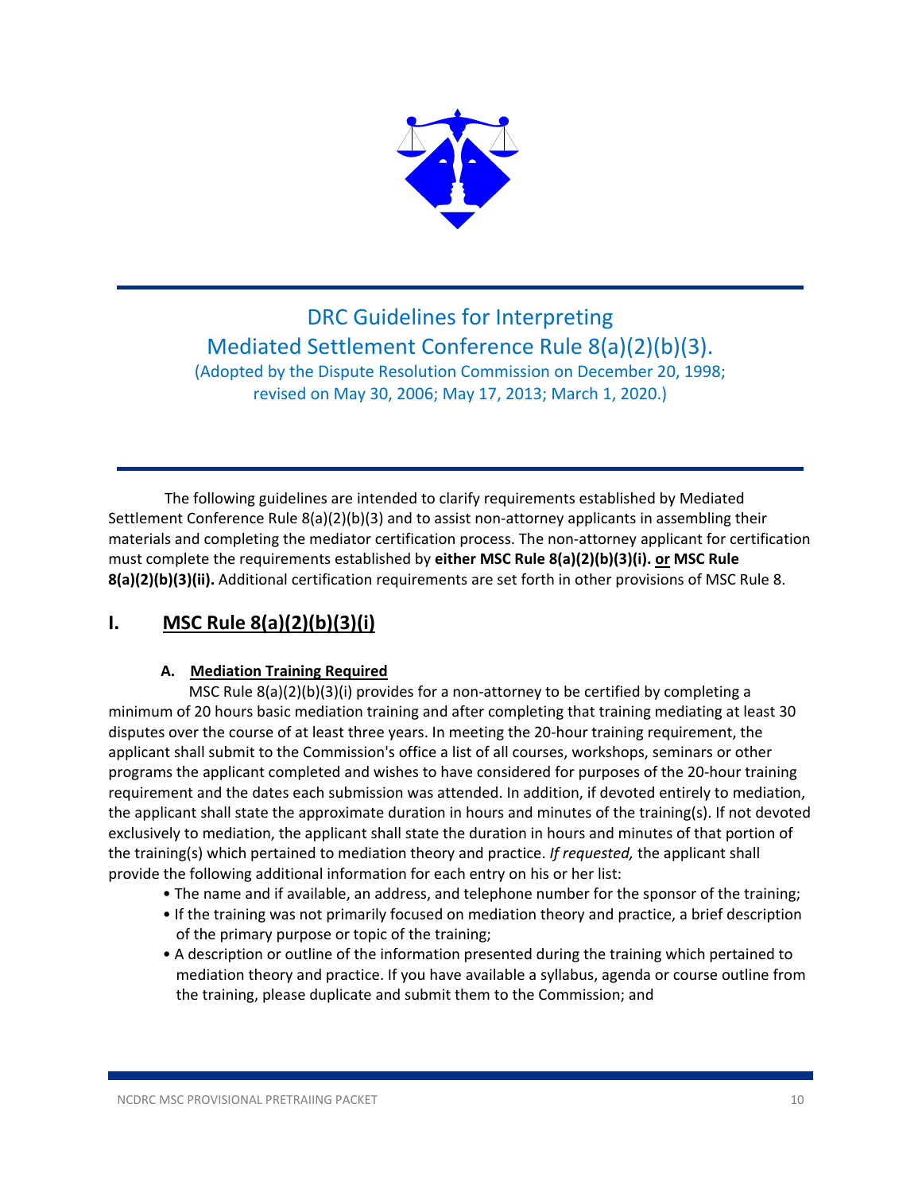# DRC Guidelines for Interpreting Mediated Settlement Conference Rule 8(a)(2)(b)(3).

(Adopted by the Dispute Resolution Commission on December 20, 1998; revised on May 30, 2006; May 17, 2013; March 1, 2020.)

The following guidelines are intended to clarify requirements established by Mediated Settlement Conference Rule 8(a)(2)(b)(3) and to assist non-attorney applicants in assembling their materials and completing the mediator certification process. The non-attorney applicant for certification must complete the requirements established by **either MSC Rule 8(a)(2)(b)(3)(i). <u>or</u> MSC Rule 8(a)(2)(b)(3)(ii).** Additional certification requirements are set forth in other provisions of MSC Rule 8.

## I. <u>MSC Rule 8(a)(2)(b)(3)(i)</u>

### A. <u>Mediation Training Required</u>

MSC Rule 8(a)(2)(b)(3)(i) provides for a non-attorney to be certified by completing a minimum of 20 hours basic mediation training and after completing that training mediating at least 30 disputes over the course of at least three years. In meeting the 20-hour training requirement, the applicant shall submit to the Commission's office a list of all courses, workshops, seminars or other programs the applicant completed and wishes to have considered for purposes of the 20-hour training requirement and the dates each submission was attended. In addition, if devoted entirely to mediation, the applicant shall state the approximate duration in hours and minutes of the training(s). If not devoted exclusively to mediation, the applicant shall state the duration in hours and minutes of that portion of the training(s) which pertained to mediation theory and practice. *If requested,* the applicant shall provide the following additional information for each entry on his or her list:

- The name and if available, an address, and telephone number for the sponsor of the training;
- If the training was not primarily focused on mediation theory and practice, a brief description of the primary purpose or topic of the training;
- A description or outline of the information presented during the training which pertained to mediation theory and practice. If you have available a syllabus, agenda or course outline from the training, please duplicate and submit them to the Commission; and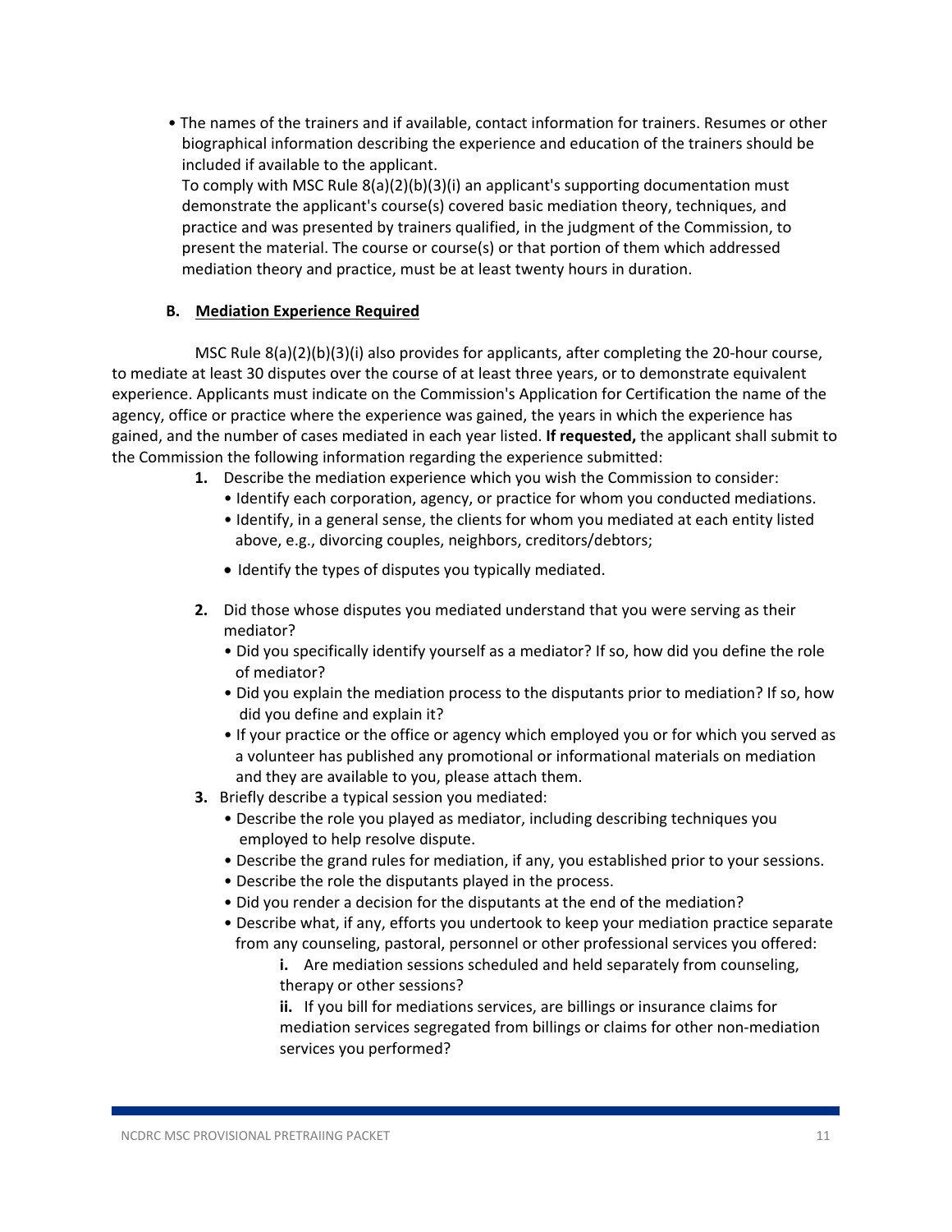- The names of the trainers and if available, contact information for trainers. Resumes or other biographical information describing the experience and education of the trainers should be included if available to the applicant.

  To comply with MSC Rule 8(a)(2)(b)(3)(i) an applicant's supporting documentation must demonstrate the applicant's course(s) covered basic mediation theory, techniques, and practice and was presented by trainers qualified, in the judgment of the Commission, to present the material. The course or course(s) or that portion of them which addressed mediation theory and practice, must be at least twenty hours in duration.

### B. Mediation Experience Required

MSC Rule 8(a)(2)(b)(3)(i) also provides for applicants, after completing the 20-hour course, to mediate at least 30 disputes over the course of at least three years, or to demonstrate equivalent experience. Applicants must indicate on the Commission's Application for Certification the name of the agency, office or practice where the experience was gained, the years in which the experience has gained, and the number of cases mediated in each year listed. **If requested,** the applicant shall submit to the Commission the following information regarding the experience submitted:

1. Describe the mediation experience which you wish the Commission to consider:
   - Identify each corporation, agency, or practice for whom you conducted mediations.
   - Identify, in a general sense, the clients for whom you mediated at each entity listed above, e.g., divorcing couples, neighbors, creditors/debtors;
   - Identify the types of disputes you typically mediated.
2. Did those whose disputes you mediated understand that you were serving as their mediator?
   - Did you specifically identify yourself as a mediator? If so, how did you define the role of mediator?
   - Did you explain the mediation process to the disputants prior to mediation? If so, how did you define and explain it?
   - If your practice or the office or agency which employed you or for which you served as a volunteer has published any promotional or informational materials on mediation and they are available to you, please attach them.
3. Briefly describe a typical session you mediated:
   - Describe the role you played as mediator, including describing techniques you employed to help resolve dispute.
   - Describe the grand rules for mediation, if any, you established prior to your sessions.
   - Describe the role the disputants played in the process.
   - Did you render a decision for the disputants at the end of the mediation?
   - Describe what, if any, efforts you undertook to keep your mediation practice separate from any counseling, pastoral, personnel or other professional services you offered:
     - **i.** Are mediation sessions scheduled and held separately from counseling, therapy or other sessions?
     - **ii.** If you bill for mediations services, are billings or insurance claims for mediation services segregated from billings or claims for other non-mediation services you performed?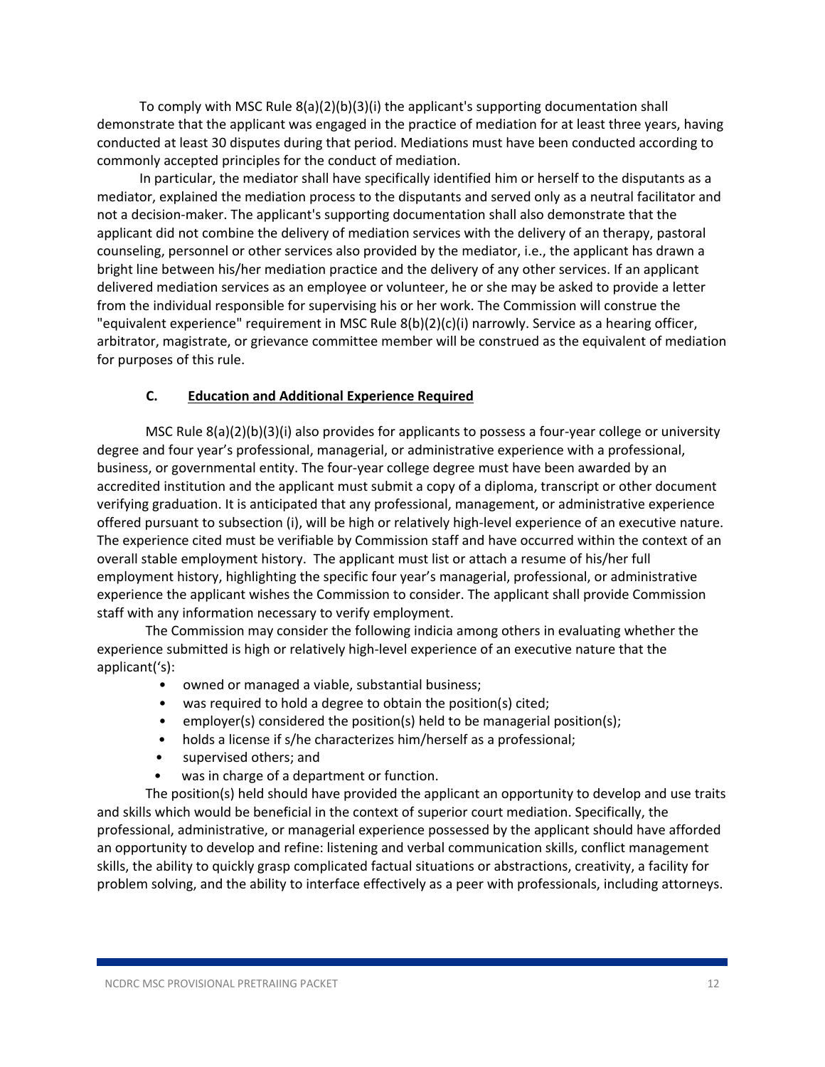To comply with MSC Rule 8(a)(2)(b)(3)(i) the applicant's supporting documentation shall demonstrate that the applicant was engaged in the practice of mediation for at least three years, having conducted at least 30 disputes during that period. Mediations must have been conducted according to commonly accepted principles for the conduct of mediation.

In particular, the mediator shall have specifically identified him or herself to the disputants as a mediator, explained the mediation process to the disputants and served only as a neutral facilitator and not a decision-maker. The applicant's supporting documentation shall also demonstrate that the applicant did not combine the delivery of mediation services with the delivery of an therapy, pastoral counseling, personnel or other services also provided by the mediator, i.e., the applicant has drawn a bright line between his/her mediation practice and the delivery of any other services. If an applicant delivered mediation services as an employee or volunteer, he or she may be asked to provide a letter from the individual responsible for supervising his or her work. The Commission will construe the "equivalent experience" requirement in MSC Rule 8(b)(2)(c)(i) narrowly. Service as a hearing officer, arbitrator, magistrate, or grievance committee member will be construed as the equivalent of mediation for purposes of this rule.

### C. <u>Education and Additional Experience Required</u>

MSC Rule 8(a)(2)(b)(3)(i) also provides for applicants to possess a four-year college or university degree and four year's professional, managerial, or administrative experience with a professional, business, or governmental entity. The four-year college degree must have been awarded by an accredited institution and the applicant must submit a copy of a diploma, transcript or other document verifying graduation. It is anticipated that any professional, management, or administrative experience offered pursuant to subsection (i), will be high or relatively high-level experience of an executive nature. The experience cited must be verifiable by Commission staff and have occurred within the context of an overall stable employment history. The applicant must list or attach a resume of his/her full employment history, highlighting the specific four year's managerial, professional, or administrative experience the applicant wishes the Commission to consider. The applicant shall provide Commission staff with any information necessary to verify employment.

The Commission may consider the following indicia among others in evaluating whether the experience submitted is high or relatively high-level experience of an executive nature that the applicant('s):

- owned or managed a viable, substantial business;
- was required to hold a degree to obtain the position(s) cited;
- employer(s) considered the position(s) held to be managerial position(s);
- holds a license if s/he characterizes him/herself as a professional;
- supervised others; and
- was in charge of a department or function.

The position(s) held should have provided the applicant an opportunity to develop and use traits and skills which would be beneficial in the context of superior court mediation. Specifically, the professional, administrative, or managerial experience possessed by the applicant should have afforded an opportunity to develop and refine: listening and verbal communication skills, conflict management skills, the ability to quickly grasp complicated factual situations or abstractions, creativity, a facility for problem solving, and the ability to interface effectively as a peer with professionals, including attorneys.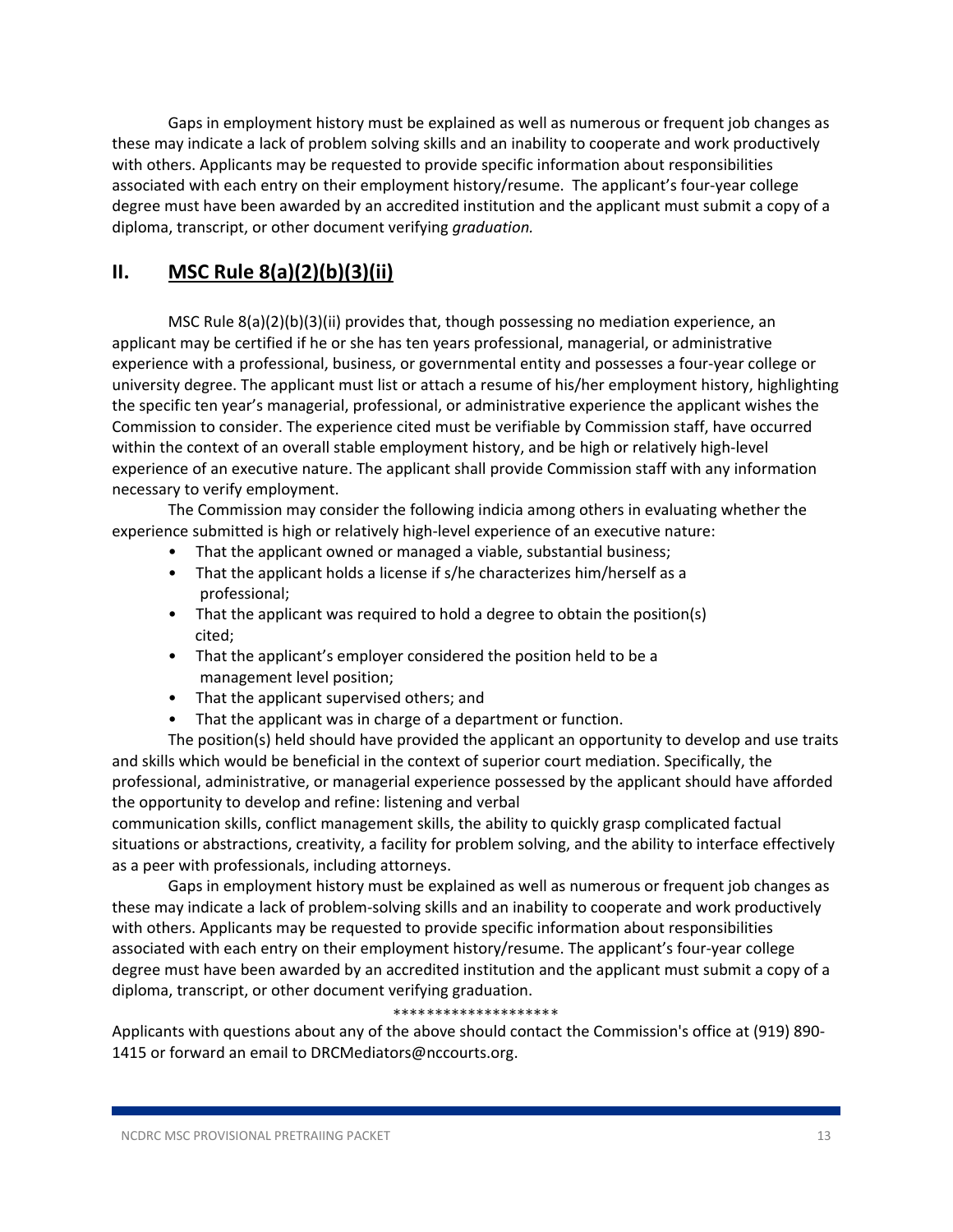Gaps in employment history must be explained as well as numerous or frequent job changes as these may indicate a lack of problem solving skills and an inability to cooperate and work productively with others. Applicants may be requested to provide specific information about responsibilities associated with each entry on their employment history/resume. The applicant's four-year college degree must have been awarded by an accredited institution and the applicant must submit a copy of a diploma, transcript, or other document verifying *graduation.*

## II. MSC Rule 8(a)(2)(b)(3)(ii)

MSC Rule 8(a)(2)(b)(3)(ii) provides that, though possessing no mediation experience, an applicant may be certified if he or she has ten years professional, managerial, or administrative experience with a professional, business, or governmental entity and possesses a four-year college or university degree. The applicant must list or attach a resume of his/her employment history, highlighting the specific ten year's managerial, professional, or administrative experience the applicant wishes the Commission to consider. The experience cited must be verifiable by Commission staff, have occurred within the context of an overall stable employment history, and be high or relatively high-level experience of an executive nature. The applicant shall provide Commission staff with any information necessary to verify employment.

The Commission may consider the following indicia among others in evaluating whether the experience submitted is high or relatively high-level experience of an executive nature:

- That the applicant owned or managed a viable, substantial business;
- That the applicant holds a license if s/he characterizes him/herself as a professional;
- That the applicant was required to hold a degree to obtain the position(s) cited;
- That the applicant's employer considered the position held to be a management level position;
- That the applicant supervised others; and
- That the applicant was in charge of a department or function.

The position(s) held should have provided the applicant an opportunity to develop and use traits and skills which would be beneficial in the context of superior court mediation. Specifically, the professional, administrative, or managerial experience possessed by the applicant should have afforded the opportunity to develop and refine: listening and verbal communication skills, conflict management skills, the ability to quickly grasp complicated factual situations or abstractions, creativity, a facility for problem solving, and the ability to interface effectively as a peer with professionals, including attorneys.

Gaps in employment history must be explained as well as numerous or frequent job changes as these may indicate a lack of problem-solving skills and an inability to cooperate and work productively with others. Applicants may be requested to provide specific information about responsibilities associated with each entry on their employment history/resume. The applicant's four-year college degree must have been awarded by an accredited institution and the applicant must submit a copy of a diploma, transcript, or other document verifying graduation.

********************

Applicants with questions about any of the above should contact the Commission's office at (919) 890-1415 or forward an email to DRCMediators@nccourts.org.